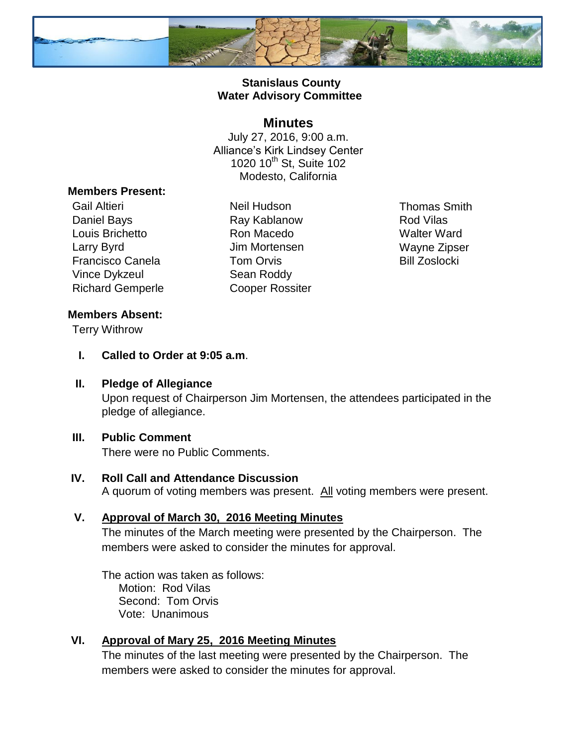**Stanislaus County**
**Water Advisory Committee**

# Minutes

July 27, 2016, 9:00 a.m.
Alliance's Kirk Lindsey Center
1020 10th St, Suite 102
Modesto, California

**Members Present:**

Gail Altieri
Daniel Bays
Louis Brichetto
Larry Byrd
Francisco Canela
Vince Dykzeul
Richard Gemperle
Neil Hudson
Ray Kablanow
Ron Macedo
Jim Mortensen
Tom Orvis
Sean Roddy
Cooper Rossiter
Thomas Smith
Rod Vilas
Walter Ward
Wayne Zipser
Bill Zoslocki

**Members Absent:**

Terry Withrow

**I. Called to Order at 9:05 a.m**.

**II. Pledge of Allegiance**

Upon request of Chairperson Jim Mortensen, the attendees participated in the pledge of allegiance.

**III. Public Comment**

There were no Public Comments.

**IV. Roll Call and Attendance Discussion**

A quorum of voting members was present. All voting members were present.

**V. Approval of March 30, 2016 Meeting Minutes**

The minutes of the March meeting were presented by the Chairperson. The members were asked to consider the minutes for approval.

The action was taken as follows:
Motion: Rod Vilas
Second: Tom Orvis
Vote: Unanimous

**VI. Approval of Mary 25, 2016 Meeting Minutes**

The minutes of the last meeting were presented by the Chairperson. The members were asked to consider the minutes for approval.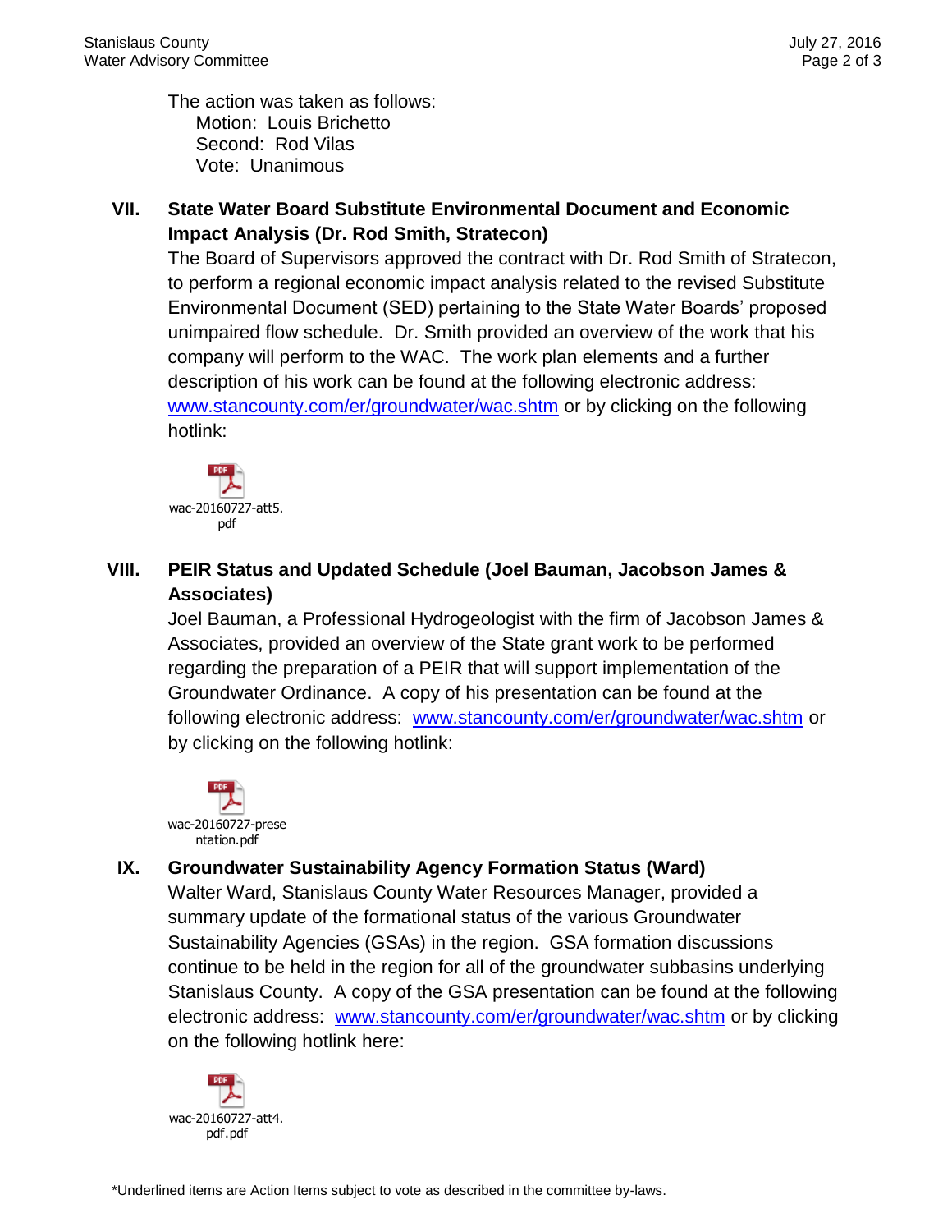The action was taken as follows:
Motion: Louis Brichetto
Second: Rod Vilas
Vote: Unanimous

**VII. State Water Board Substitute Environmental Document and Economic Impact Analysis (Dr. Rod Smith, Stratecon)**

The Board of Supervisors approved the contract with Dr. Rod Smith of Stratecon, to perform a regional economic impact analysis related to the revised Substitute Environmental Document (SED) pertaining to the State Water Boards' proposed unimpaired flow schedule. Dr. Smith provided an overview of the work that his company will perform to the WAC. The work plan elements and a further description of his work can be found at the following electronic address: www.stancounty.com/er/groundwater/wac.shtm or by clicking on the following hotlink:

wac-20160727-att5.pdf

**VIII. PEIR Status and Updated Schedule (Joel Bauman, Jacobson James & Associates)**

Joel Bauman, a Professional Hydrogeologist with the firm of Jacobson James & Associates, provided an overview of the State grant work to be performed regarding the preparation of a PEIR that will support implementation of the Groundwater Ordinance. A copy of his presentation can be found at the following electronic address: www.stancounty.com/er/groundwater/wac.shtm or by clicking on the following hotlink:

wac-20160727-presentation.pdf

**IX. Groundwater Sustainability Agency Formation Status (Ward)**

Walter Ward, Stanislaus County Water Resources Manager, provided a summary update of the formational status of the various Groundwater Sustainability Agencies (GSAs) in the region. GSA formation discussions continue to be held in the region for all of the groundwater subbasins underlying Stanislaus County. A copy of the GSA presentation can be found at the following electronic address: www.stancounty.com/er/groundwater/wac.shtm or by clicking on the following hotlink here:

wac-20160727-att4.pdf.pdf

*Underlined items are Action Items subject to vote as described in the committee by-laws.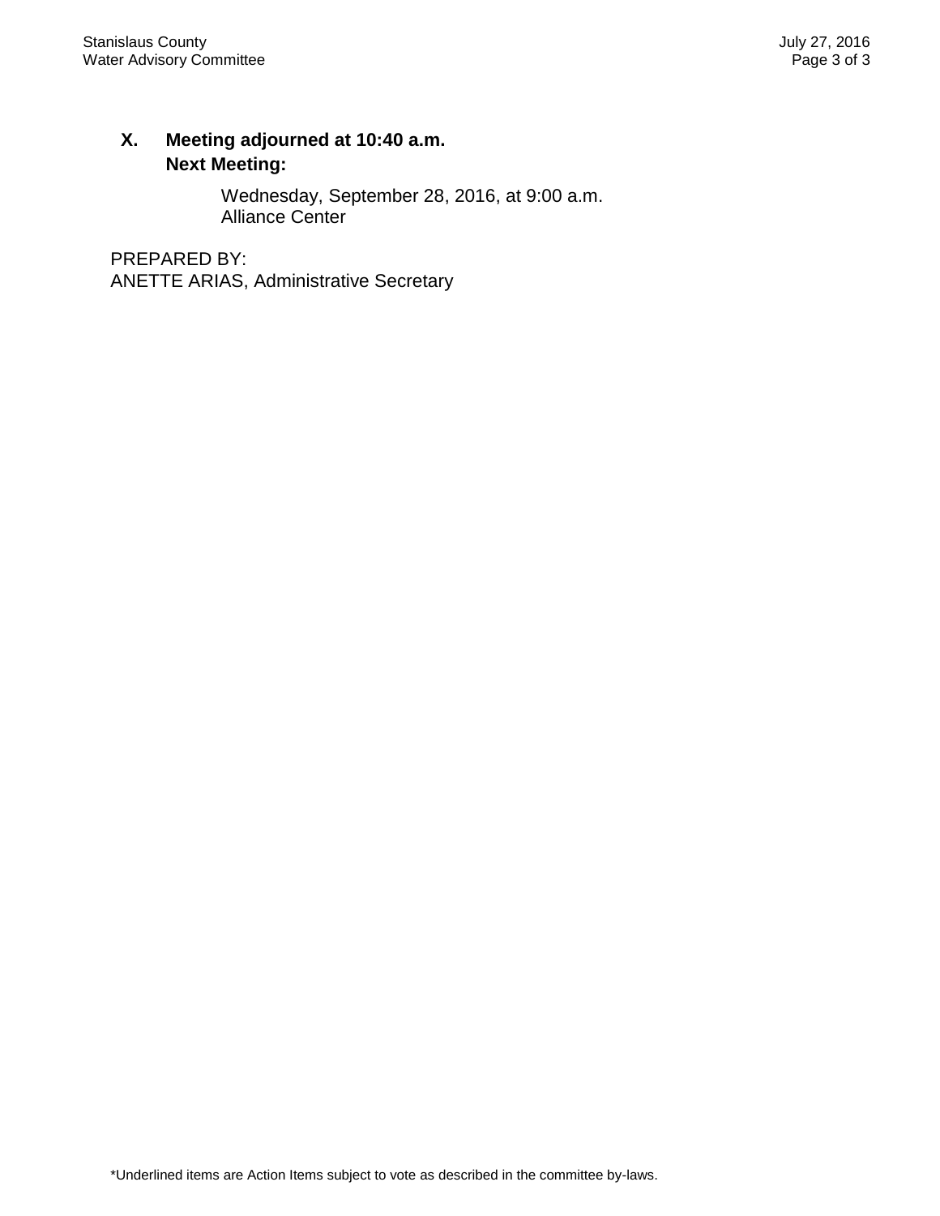**X. Meeting adjourned at 10:40 a.m.**

**Next Meeting:**

Wednesday, September 28, 2016, at 9:00 a.m.
Alliance Center

PREPARED BY:
ANETTE ARIAS, Administrative Secretary

*Underlined items are Action Items subject to vote as described in the committee by-laws.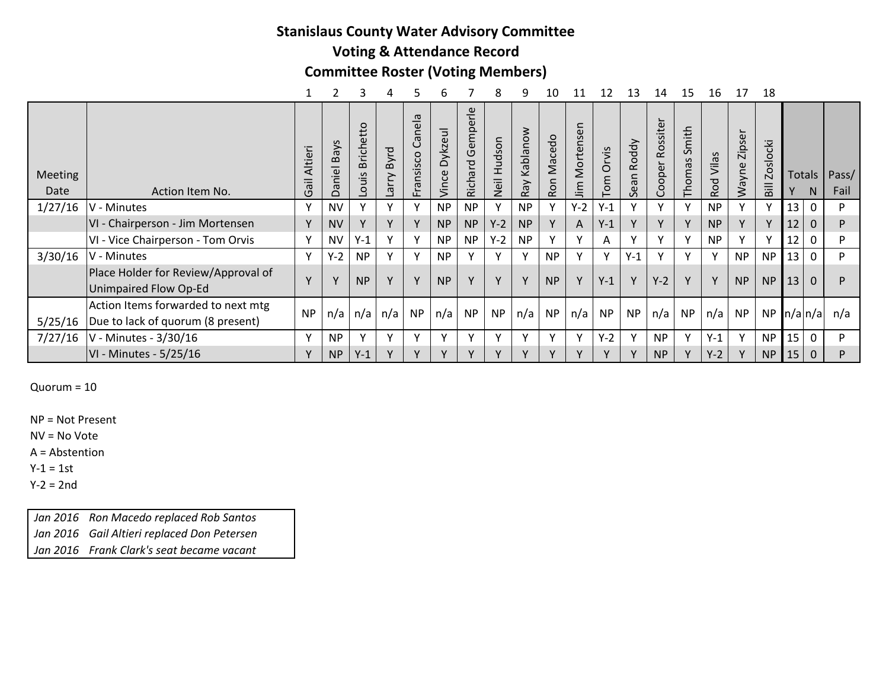# Stanislaus County Water Advisory Committee

## Voting & Attendance Record

## Committee Roster (Voting Members)

| | | 1 | 2 | 3 | 4 | 5 | 6 | 7 | 8 | 9 | 10 | 11 | 12 | 13 | 14 | 15 | 16 | 17 | 18 | | | |
|---|---|---|---|---|---|---|---|---|---|---|---|---|---|---|---|---|---|---|---|---|---|---|
| Meeting Date | Action Item No. | Gail Altieri | Daniel Bays | Louis Brichetto | Larry Byrd | Fransisco Canela | Vince Dykzeul | Richard Gemperle | Neil Hudson | Ray Kablanow | Ron Macedo | Jim Mortensen | Tom Orvis | Sean Roddy | Cooper Rossiter | Thomas Smith | Rod Vilas | Wayne Zipser | Bill Zoslocki | Totals Y | Totals N | Pass/ Fail |
| 1/27/16 | V - Minutes | Y | NV | Y | Y | Y | NP | NP | Y | NP | Y | Y-2 | Y-1 | Y | Y | Y | NP | Y | Y | 13 | 0 | P |
| | VI - Chairperson - Jim Mortensen | Y | NV | Y | Y | Y | NP | NP | Y-2 | NP | Y | A | Y-1 | Y | Y | Y | NP | Y | Y | 12 | 0 | P |
| | VI - Vice Chairperson - Tom Orvis | Y | NV | Y-1 | Y | Y | NP | NP | Y-2 | NP | Y | Y | A | Y | Y | Y | NP | Y | Y | 12 | 0 | P |
| 3/30/16 | V - Minutes | Y | Y-2 | NP | Y | Y | NP | Y | Y | Y | NP | Y | Y | Y-1 | Y | Y | Y | NP | NP | 13 | 0 | P |
| | Place Holder for Review/Approval of Unimpaired Flow Op-Ed | Y | Y | NP | Y | Y | NP | Y | Y | Y | NP | Y | Y-1 | Y | Y-2 | Y | Y | NP | NP | 13 | 0 | P |
| 5/25/16 | Action Items forwarded to next mtg Due to lack of quorum (8 present) | NP | n/a | n/a | n/a | NP | n/a | NP | NP | n/a | NP | n/a | NP | NP | n/a | NP | n/a | NP | NP | n/a | n/a | n/a |
| 7/27/16 | V - Minutes - 3/30/16 | Y | NP | Y | Y | Y | Y | Y | Y | Y | Y | Y | Y-2 | Y | NP | Y | Y-1 | Y | NP | 15 | 0 | P |
| | VI - Minutes - 5/25/16 | Y | NP | Y-1 | Y | Y | Y | Y | Y | Y | Y | Y | Y | Y | NP | Y | Y-2 | Y | NP | 15 | 0 | P |

Quorum = 10

NP = Not Present
NV = No Vote
A = Abstention
Y-1 = 1st
Y-2 = 2nd

*Jan 2016 Ron Macedo replaced Rob Santos*
*Jan 2016 Gail Altieri replaced Don Petersen*
*Jan 2016 Frank Clark's seat became vacant*